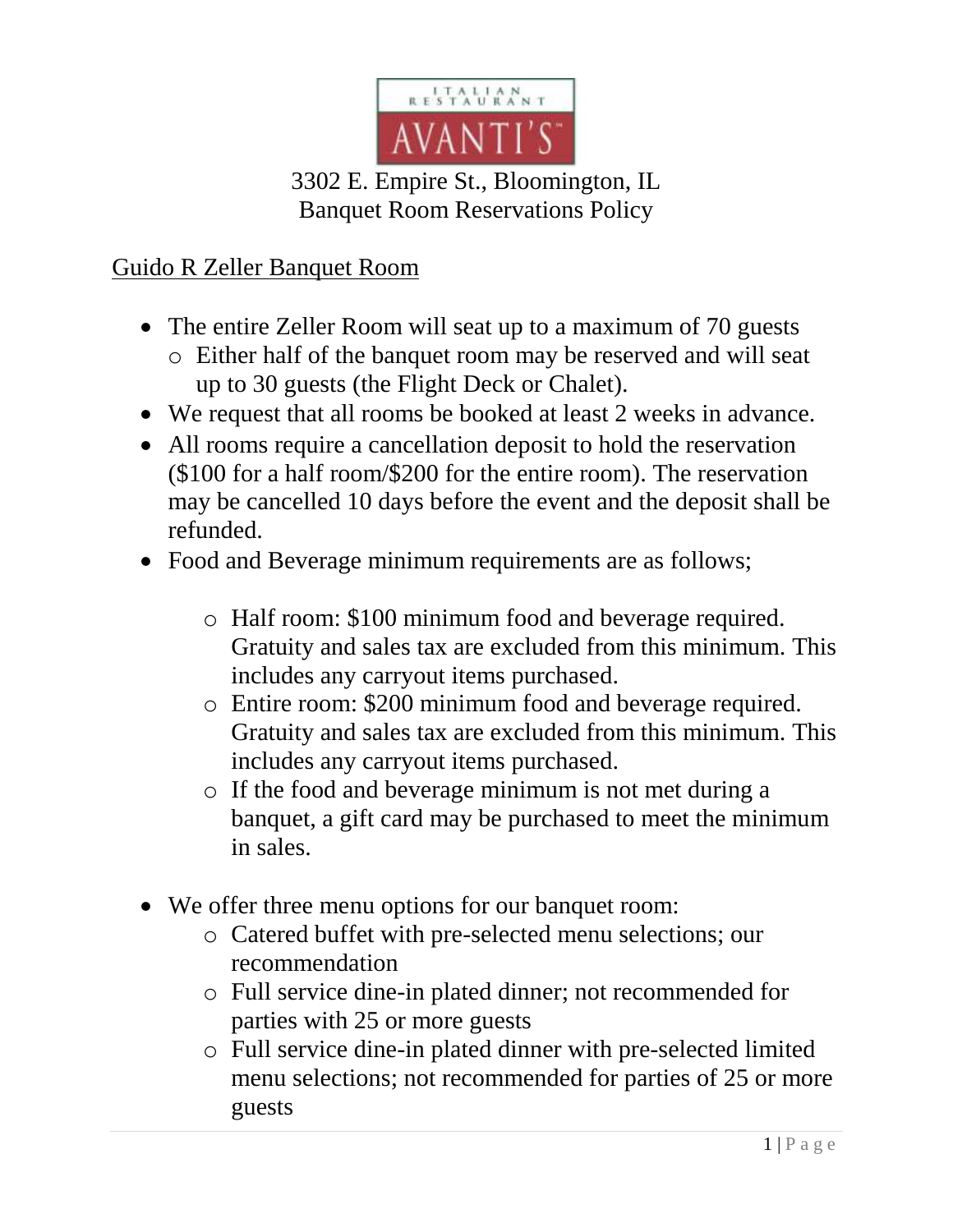ITALIAN RESTAURANT

AVANTI'S™

3302 E. Empire St., Bloomington, IL

Banquet Room Reservations Policy

## Guido R Zeller Banquet Room

- The entire Zeller Room will seat up to a maximum of 70 guests
  - Either half of the banquet room may be reserved and will seat up to 30 guests (the Flight Deck or Chalet).
- We request that all rooms be booked at least 2 weeks in advance.
- All rooms require a cancellation deposit to hold the reservation ($100 for a half room/$200 for the entire room). The reservation may be cancelled 10 days before the event and the deposit shall be refunded.
- Food and Beverage minimum requirements are as follows;
  - Half room: $100 minimum food and beverage required. Gratuity and sales tax are excluded from this minimum. This includes any carryout items purchased.
  - Entire room: $200 minimum food and beverage required. Gratuity and sales tax are excluded from this minimum. This includes any carryout items purchased.
  - If the food and beverage minimum is not met during a banquet, a gift card may be purchased to meet the minimum in sales.
- We offer three menu options for our banquet room:
  - Catered buffet with pre-selected menu selections; our recommendation
  - Full service dine-in plated dinner; not recommended for parties with 25 or more guests
  - Full service dine-in plated dinner with pre-selected limited menu selections; not recommended for parties of 25 or more guests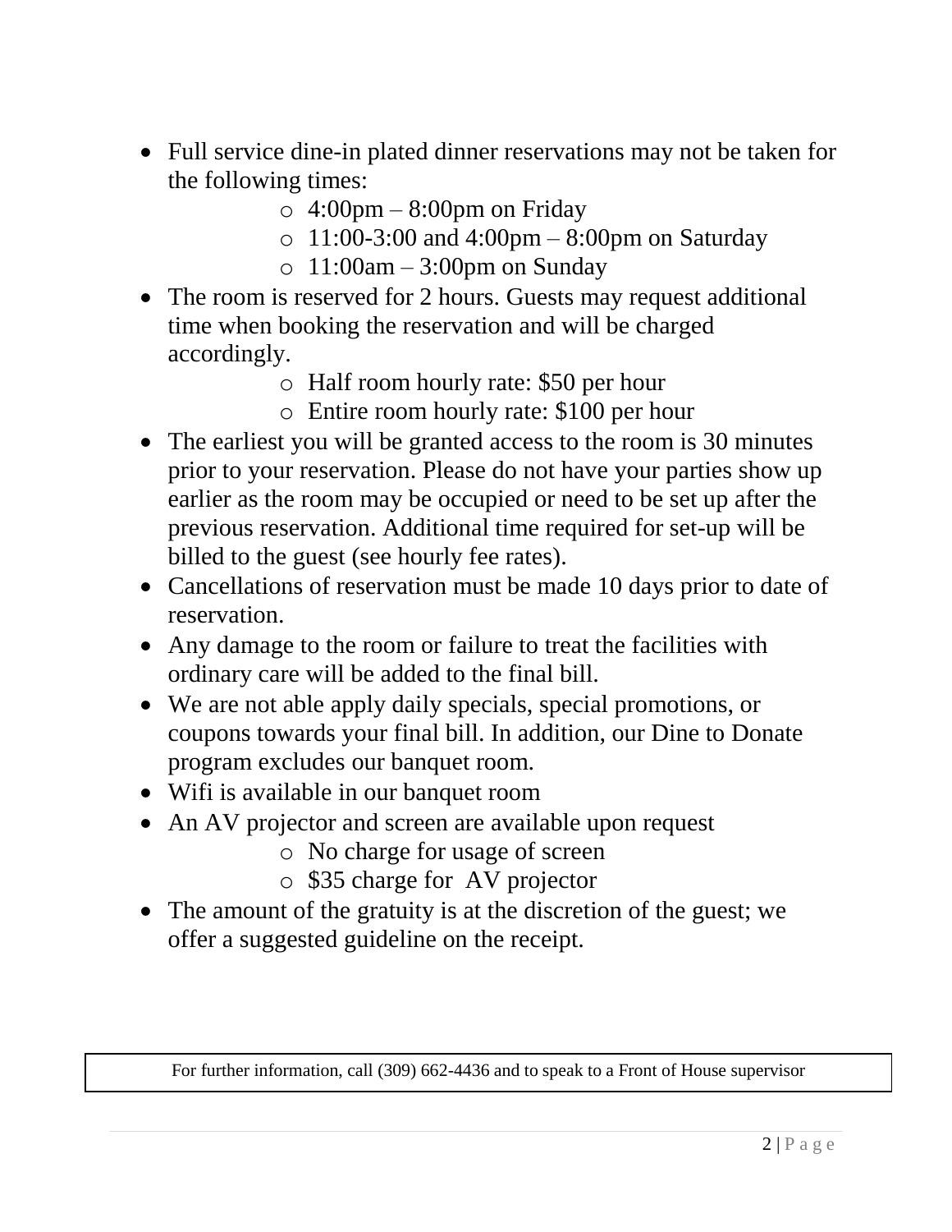- Full service dine-in plated dinner reservations may not be taken for the following times:
  - 4:00pm – 8:00pm on Friday
  - 11:00-3:00 and 4:00pm – 8:00pm on Saturday
  - 11:00am – 3:00pm on Sunday
- The room is reserved for 2 hours. Guests may request additional time when booking the reservation and will be charged accordingly.
  - Half room hourly rate: $50 per hour
  - Entire room hourly rate: $100 per hour
- The earliest you will be granted access to the room is 30 minutes prior to your reservation. Please do not have your parties show up earlier as the room may be occupied or need to be set up after the previous reservation. Additional time required for set-up will be billed to the guest (see hourly fee rates).
- Cancellations of reservation must be made 10 days prior to date of reservation.
- Any damage to the room or failure to treat the facilities with ordinary care will be added to the final bill.
- We are not able apply daily specials, special promotions, or coupons towards your final bill. In addition, our Dine to Donate program excludes our banquet room.
- Wifi is available in our banquet room
- An AV projector and screen are available upon request
  - No charge for usage of screen
  - $35 charge for AV projector
- The amount of the gratuity is at the discretion of the guest; we offer a suggested guideline on the receipt.

For further information, call (309) 662-4436 and to speak to a Front of House supervisor